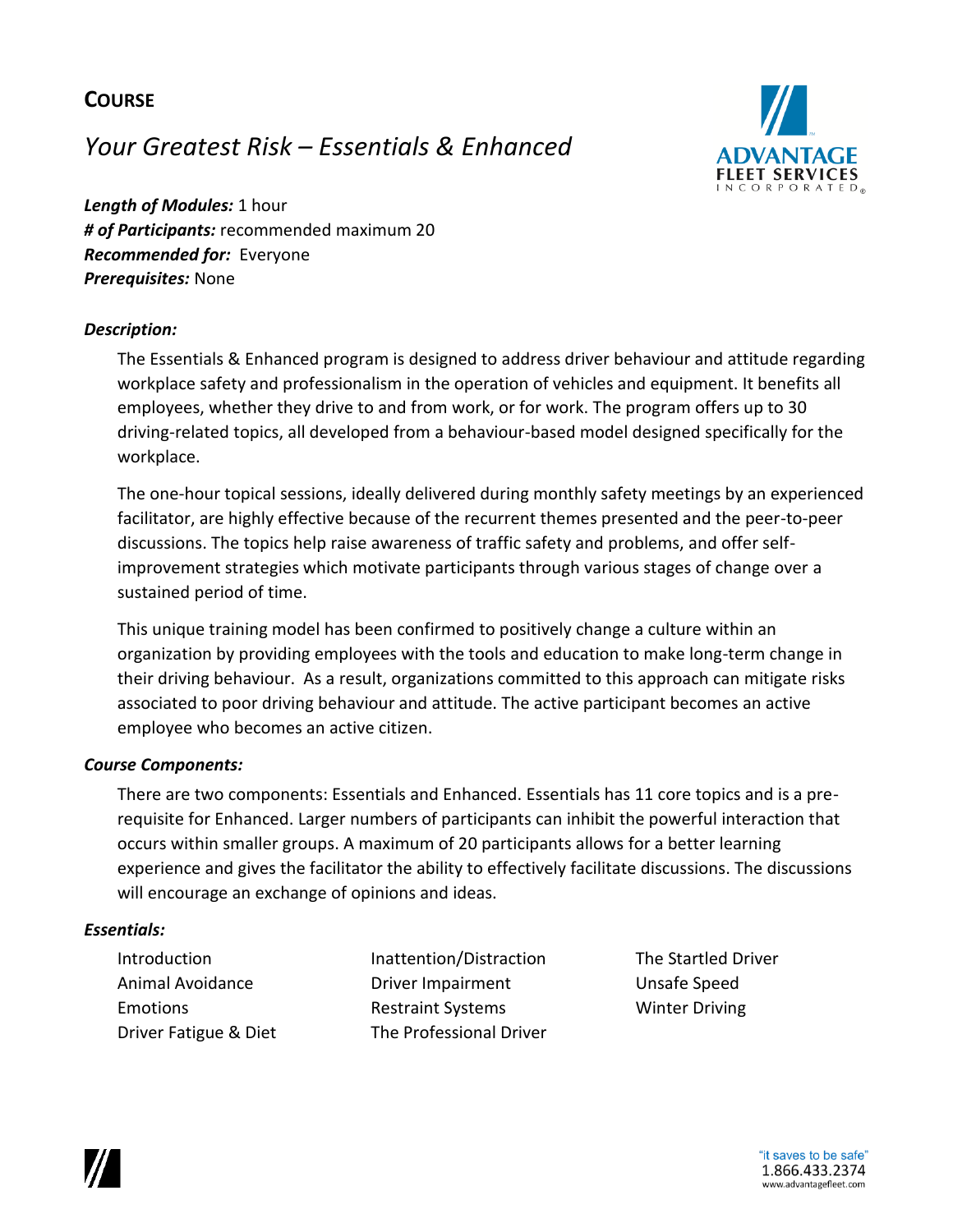# COURSE

## *Your Greatest Risk – Essentials & Enhanced*

***Length of Modules:*** 1 hour
***# of Participants:*** recommended maximum 20
***Recommended for:*** Everyone
***Prerequisites:*** None

### *Description:*

The Essentials & Enhanced program is designed to address driver behaviour and attitude regarding workplace safety and professionalism in the operation of vehicles and equipment. It benefits all employees, whether they drive to and from work, or for work. The program offers up to 30 driving-related topics, all developed from a behaviour-based model designed specifically for the workplace.

The one-hour topical sessions, ideally delivered during monthly safety meetings by an experienced facilitator, are highly effective because of the recurrent themes presented and the peer-to-peer discussions. The topics help raise awareness of traffic safety and problems, and offer self-improvement strategies which motivate participants through various stages of change over a sustained period of time.

This unique training model has been confirmed to positively change a culture within an organization by providing employees with the tools and education to make long-term change in their driving behaviour. As a result, organizations committed to this approach can mitigate risks associated to poor driving behaviour and attitude. The active participant becomes an active employee who becomes an active citizen.

### *Course Components:*

There are two components: Essentials and Enhanced. Essentials has 11 core topics and is a pre-requisite for Enhanced. Larger numbers of participants can inhibit the powerful interaction that occurs within smaller groups. A maximum of 20 participants allows for a better learning experience and gives the facilitator the ability to effectively facilitate discussions. The discussions will encourage an exchange of opinions and ideas.

### *Essentials:*

- Introduction
- Animal Avoidance
- Emotions
- Driver Fatigue & Diet
- Inattention/Distraction
- Driver Impairment
- Restraint Systems
- The Professional Driver
- The Startled Driver
- Unsafe Speed
- Winter Driving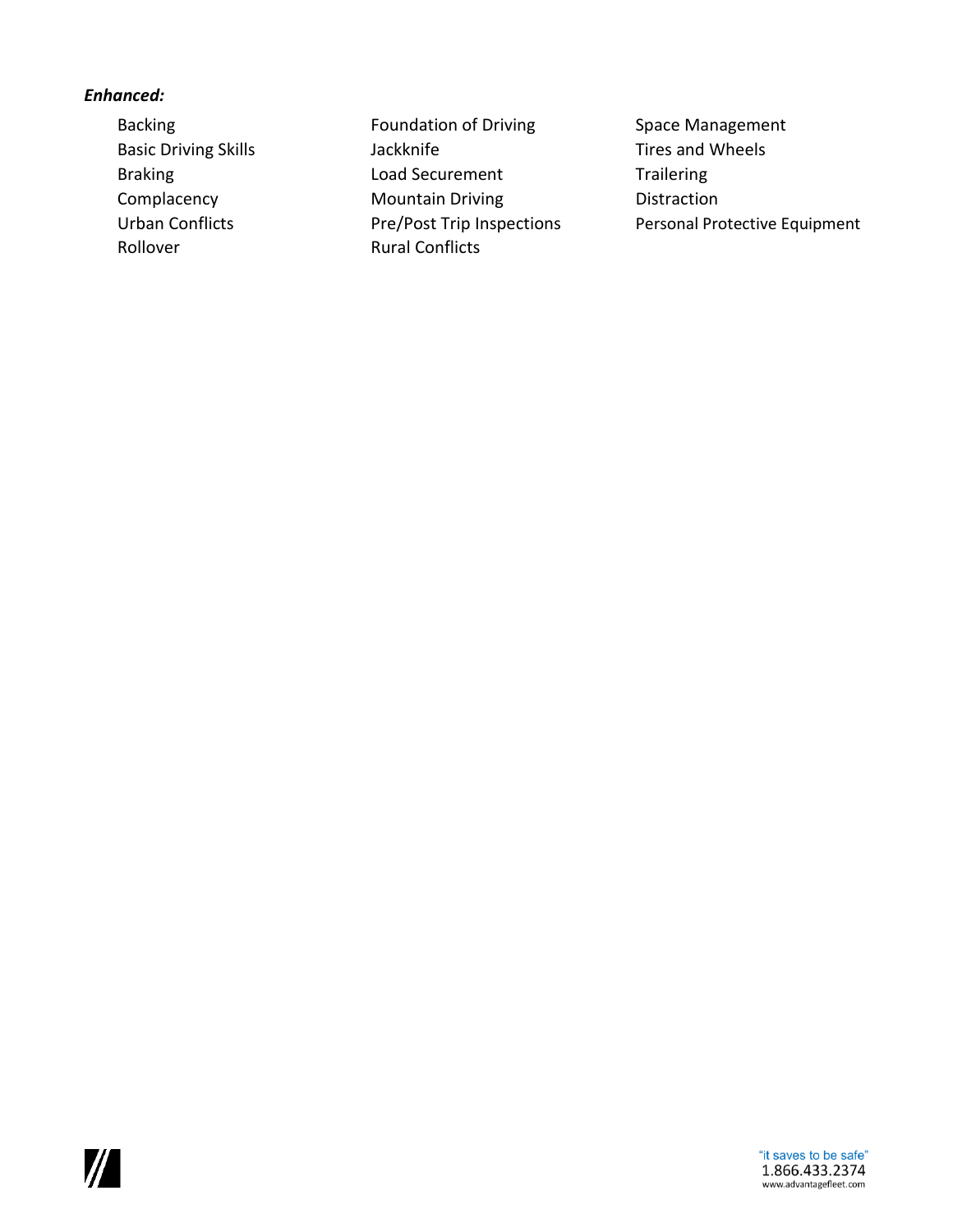***Enhanced:***

- Backing
- Basic Driving Skills
- Braking
- Complacency
- Urban Conflicts
- Rollover
- Foundation of Driving
- Jackknife
- Load Securement
- Mountain Driving
- Pre/Post Trip Inspections
- Rural Conflicts
- Space Management
- Tires and Wheels
- Trailering
- Distraction
- Personal Protective Equipment